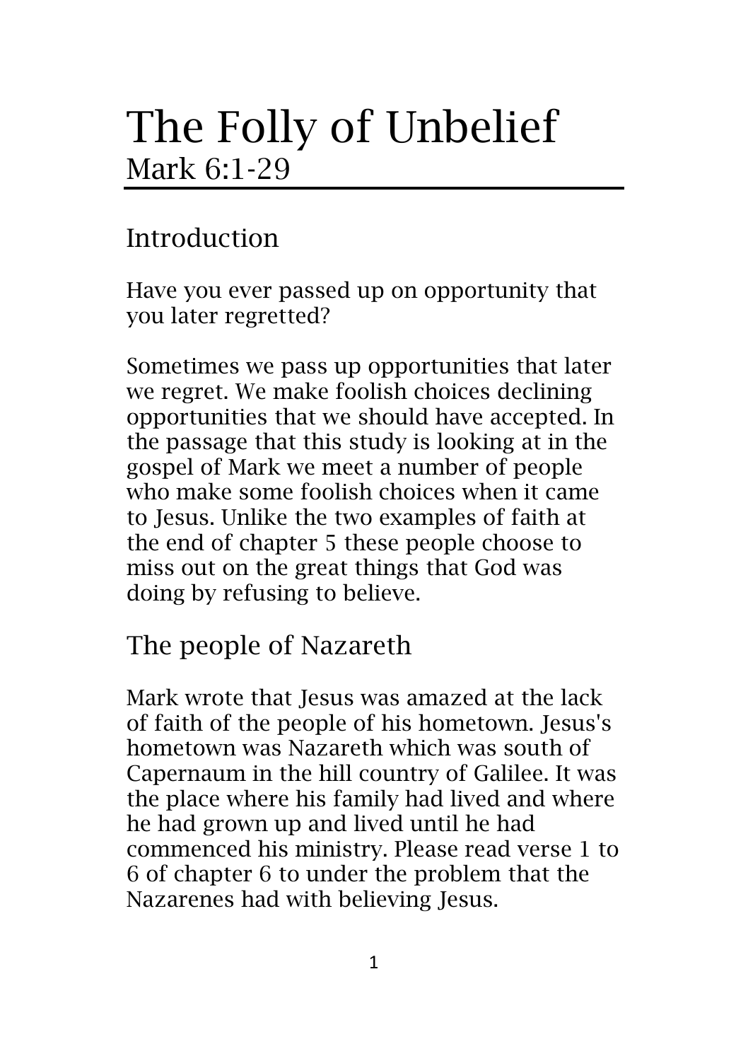# The Folly of Unbelief

Mark 6:1-29

## Introduction

Have you ever passed up on opportunity that you later regretted?

Sometimes we pass up opportunities that later we regret. We make foolish choices declining opportunities that we should have accepted. In the passage that this study is looking at in the gospel of Mark we meet a number of people who make some foolish choices when it came to Jesus. Unlike the two examples of faith at the end of chapter 5 these people choose to miss out on the great things that God was doing by refusing to believe.

## The people of Nazareth

Mark wrote that Jesus was amazed at the lack of faith of the people of his hometown. Jesus's hometown was Nazareth which was south of Capernaum in the hill country of Galilee. It was the place where his family had lived and where he had grown up and lived until he had commenced his ministry. Please read verse 1 to 6 of chapter 6 to under the problem that the Nazarenes had with believing Jesus.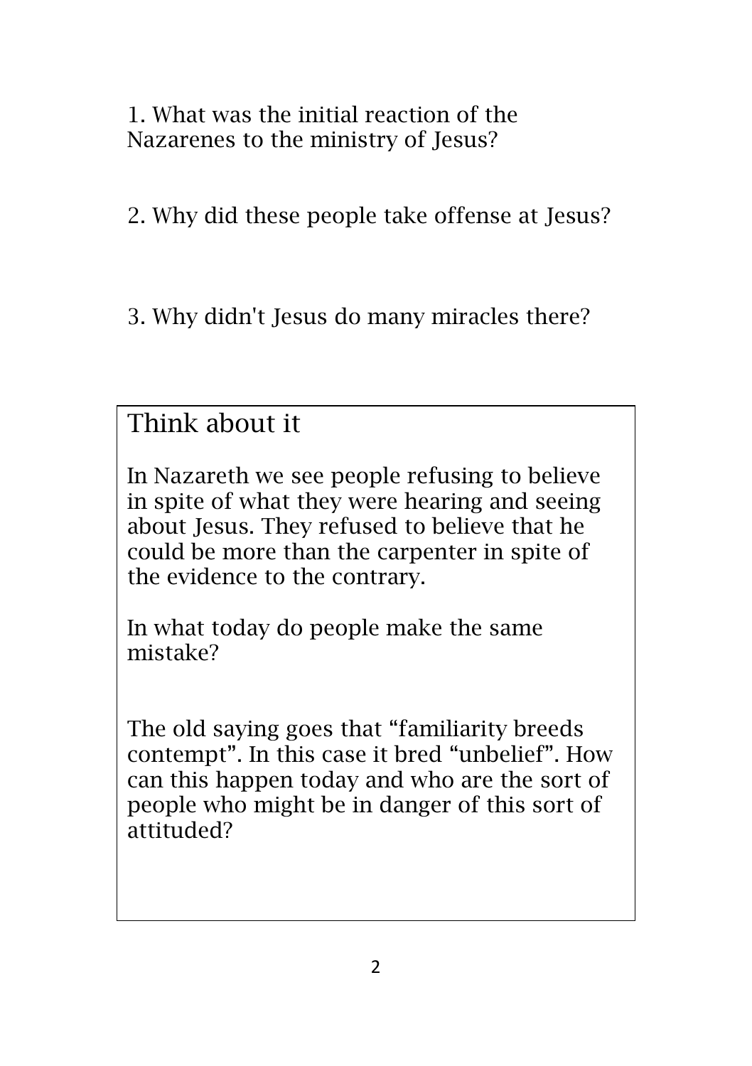1. What was the initial reaction of the Nazarenes to the ministry of Jesus?

2. Why did these people take offense at Jesus?

3. Why didn't Jesus do many miracles there?

## Think about it

In Nazareth we see people refusing to believe in spite of what they were hearing and seeing about Jesus. They refused to believe that he could be more than the carpenter in spite of the evidence to the contrary.

In what today do people make the same mistake?

The old saying goes that “familiarity breeds contempt”. In this case it bred “unbelief”. How can this happen today and who are the sort of people who might be in danger of this sort of attituded?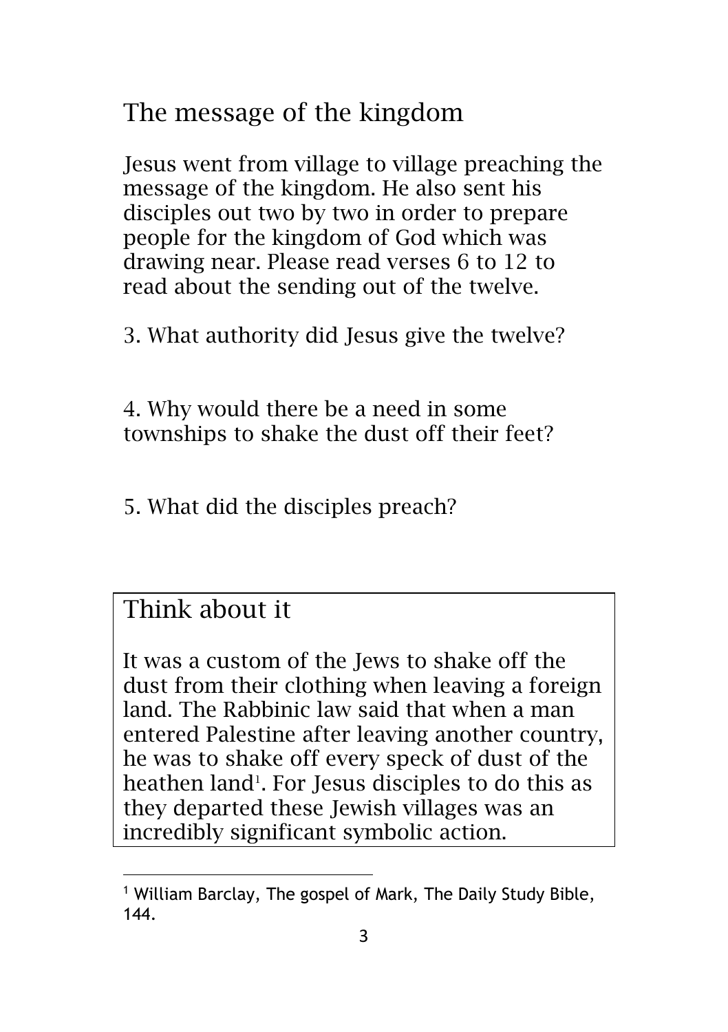## The message of the kingdom

Jesus went from village to village preaching the message of the kingdom. He also sent his disciples out two by two in order to prepare people for the kingdom of God which was drawing near. Please read verses 6 to 12 to read about the sending out of the twelve.

3. What authority did Jesus give the twelve?

4. Why would there be a need in some townships to shake the dust off their feet?

5. What did the disciples preach?

### Think about it

It was a custom of the Jews to shake off the dust from their clothing when leaving a foreign land. The Rabbinic law said that when a man entered Palestine after leaving another country, he was to shake off every speck of dust of the heathen land[1]. For Jesus disciples to do this as they departed these Jewish villages was an incredibly significant symbolic action.

[1] William Barclay, The gospel of Mark, The Daily Study Bible, 144.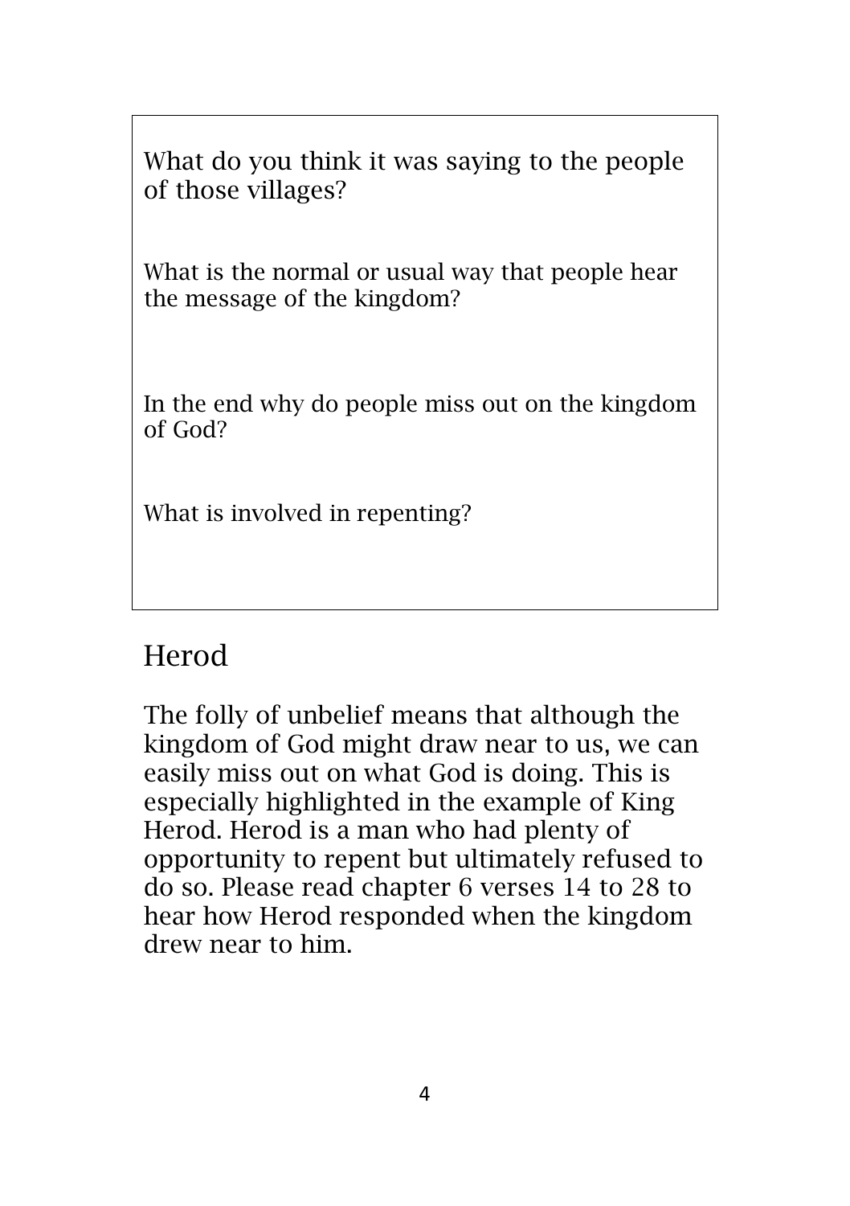What do you think it was saying to the people of those villages?

What is the normal or usual way that people hear the message of the kingdom?

In the end why do people miss out on the kingdom of God?

What is involved in repenting?

## Herod

The folly of unbelief means that although the kingdom of God might draw near to us, we can easily miss out on what God is doing. This is especially highlighted in the example of King Herod. Herod is a man who had plenty of opportunity to repent but ultimately refused to do so. Please read chapter 6 verses 14 to 28 to hear how Herod responded when the kingdom drew near to him.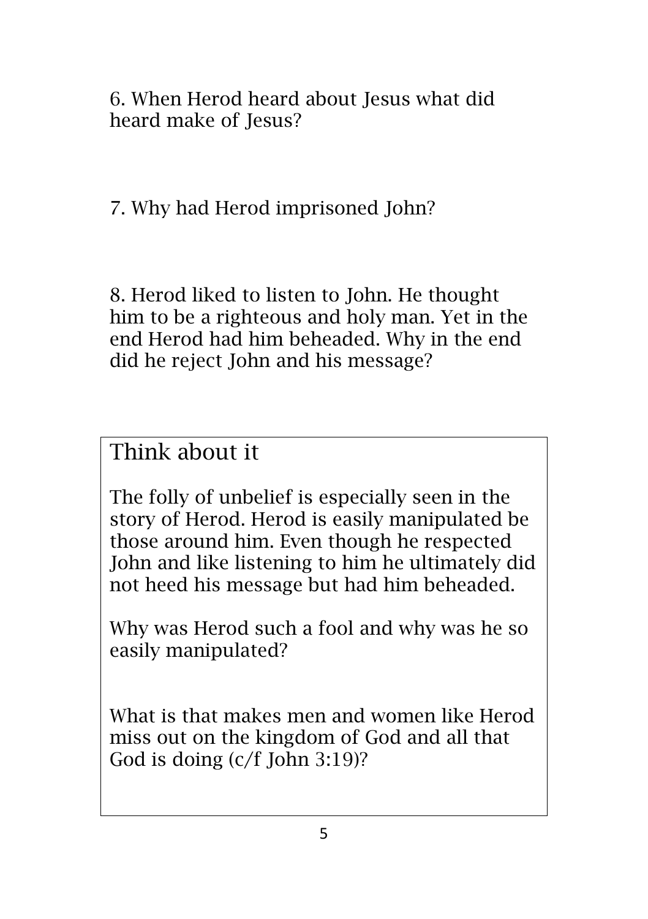6. When Herod heard about Jesus what did heard make of Jesus?

7. Why had Herod imprisoned John?

8. Herod liked to listen to John. He thought him to be a righteous and holy man. Yet in the end Herod had him beheaded. Why in the end did he reject John and his message?

## Think about it

The folly of unbelief is especially seen in the story of Herod. Herod is easily manipulated be those around him. Even though he respected John and like listening to him he ultimately did not heed his message but had him beheaded.

Why was Herod such a fool and why was he so easily manipulated?

What is that makes men and women like Herod miss out on the kingdom of God and all that God is doing (c/f John 3:19)?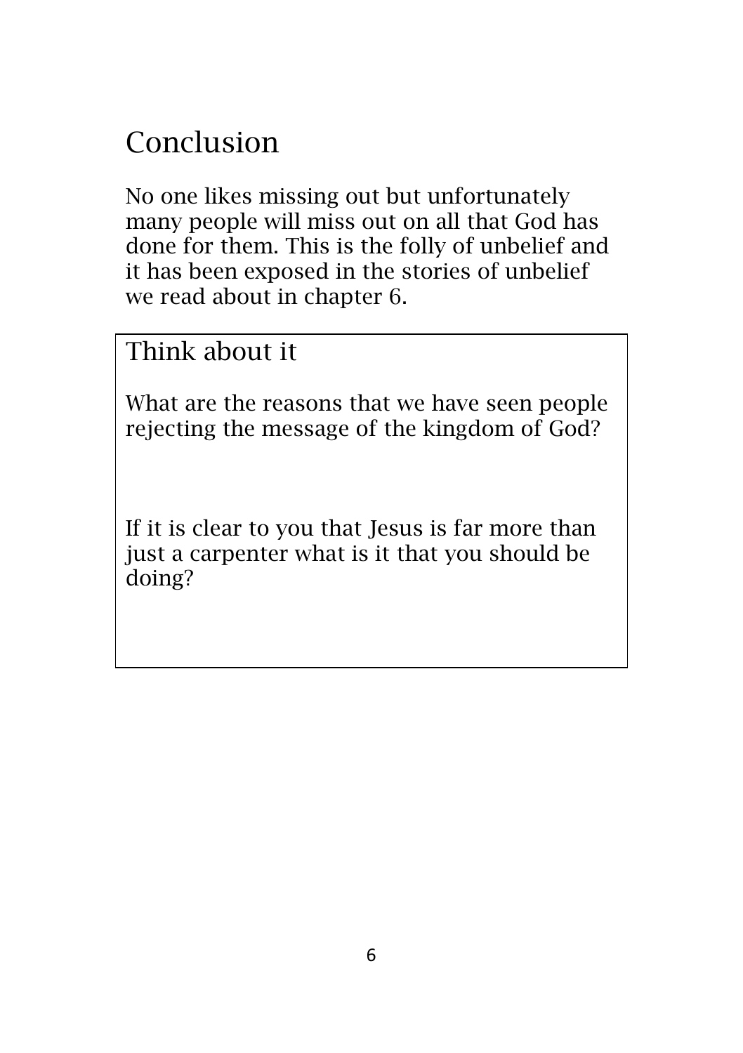## Conclusion

No one likes missing out but unfortunately many people will miss out on all that God has done for them. This is the folly of unbelief and it has been exposed in the stories of unbelief we read about in chapter 6.

### Think about it

What are the reasons that we have seen people rejecting the message of the kingdom of God?

If it is clear to you that Jesus is far more than just a carpenter what is it that you should be doing?